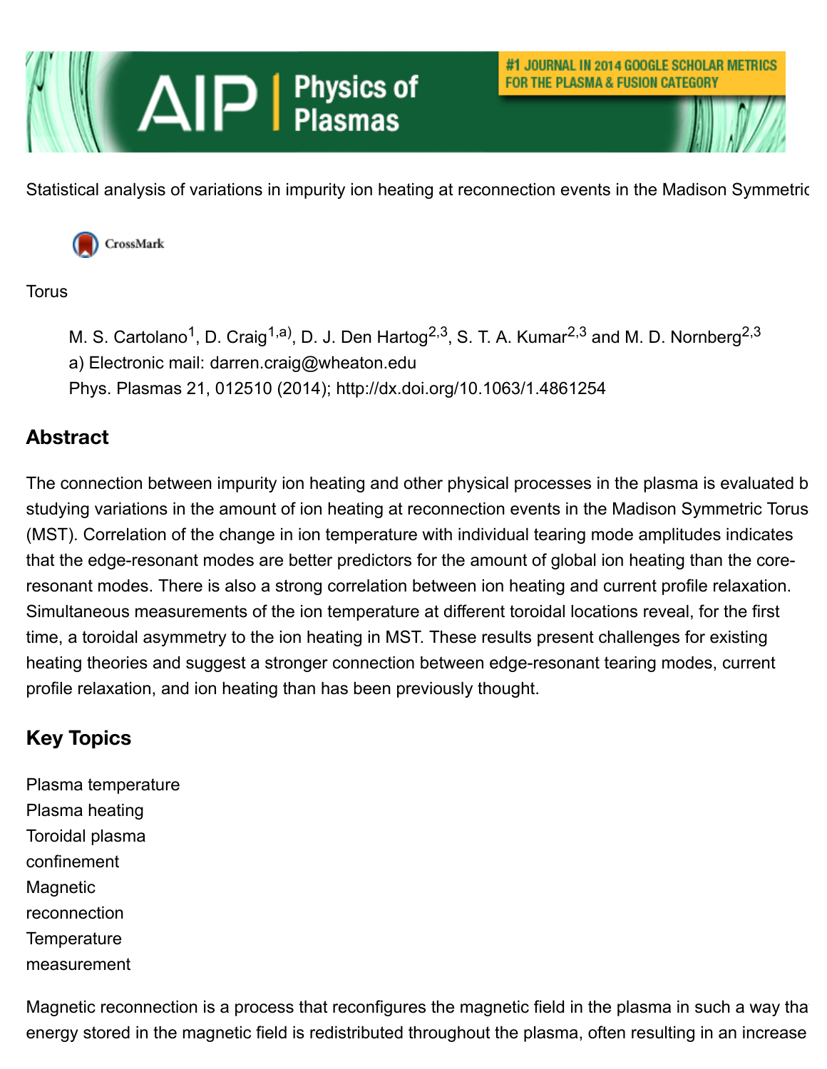Statistical analysis of variations in impurity ion heating at reconnection events in the Madison Symmetric Torus

M. S. Cartolano[1], D. Craig[1,a)], D. J. Den Hartog[2,3], S. T. A. Kumar[2,3] and M. D. Nornberg[2,3]

a) Electronic mail: darren.craig@wheaton.edu

Phys. Plasmas 21, 012510 (2014); http://dx.doi.org/10.1063/1.4861254

## Abstract

The connection between impurity ion heating and other physical processes in the plasma is evaluated by studying variations in the amount of ion heating at reconnection events in the Madison Symmetric Torus (MST). Correlation of the change in ion temperature with individual tearing mode amplitudes indicates that the edge-resonant modes are better predictors for the amount of global ion heating than the core-resonant modes. There is also a strong correlation between ion heating and current profile relaxation. Simultaneous measurements of the ion temperature at different toroidal locations reveal, for the first time, a toroidal asymmetry to the ion heating in MST. These results present challenges for existing heating theories and suggest a stronger connection between edge-resonant tearing modes, current profile relaxation, and ion heating than has been previously thought.

## Key Topics

Plasma temperature
Plasma heating
Toroidal plasma confinement
Magnetic reconnection
Temperature measurement

Magnetic reconnection is a process that reconfigures the magnetic field in the plasma in such a way that energy stored in the magnetic field is redistributed throughout the plasma, often resulting in an increase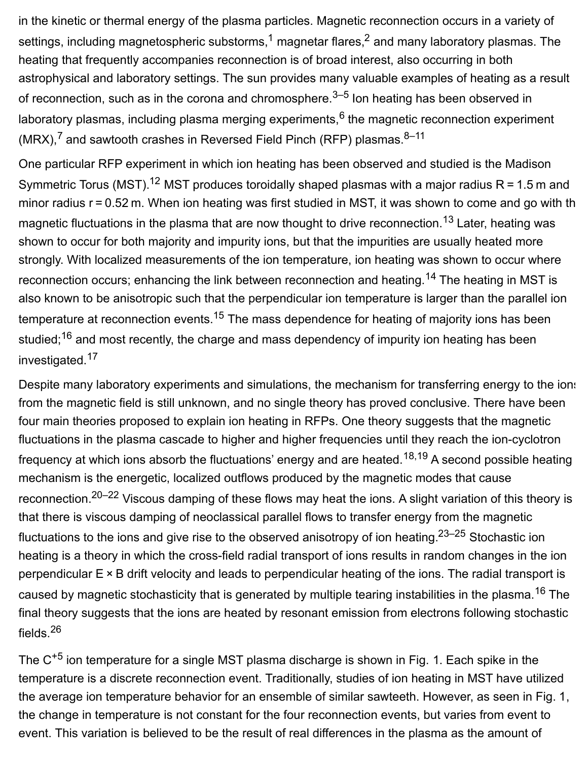in the kinetic or thermal energy of the plasma particles. Magnetic reconnection occurs in a variety of settings, including magnetospheric substorms,[1] magnetar flares,[2] and many laboratory plasmas. The heating that frequently accompanies reconnection is of broad interest, also occurring in both astrophysical and laboratory settings. The sun provides many valuable examples of heating as a result of reconnection, such as in the corona and chromosphere.[3–5] Ion heating has been observed in laboratory plasmas, including plasma merging experiments,[6] the magnetic reconnection experiment (MRX),[7] and sawtooth crashes in Reversed Field Pinch (RFP) plasmas.[8–11]

One particular RFP experiment in which ion heating has been observed and studied is the Madison Symmetric Torus (MST).[12] MST produces toroidally shaped plasmas with a major radius R = 1.5 m and minor radius r = 0.52 m. When ion heating was first studied in MST, it was shown to come and go with th magnetic fluctuations in the plasma that are now thought to drive reconnection.[13] Later, heating was shown to occur for both majority and impurity ions, but that the impurities are usually heated more strongly. With localized measurements of the ion temperature, ion heating was shown to occur where reconnection occurs; enhancing the link between reconnection and heating.[14] The heating in MST is also known to be anisotropic such that the perpendicular ion temperature is larger than the parallel ion temperature at reconnection events.[15] The mass dependence for heating of majority ions has been studied;[16] and most recently, the charge and mass dependency of impurity ion heating has been investigated.[17]

Despite many laboratory experiments and simulations, the mechanism for transferring energy to the ions from the magnetic field is still unknown, and no single theory has proved conclusive. There have been four main theories proposed to explain ion heating in RFPs. One theory suggests that the magnetic fluctuations in the plasma cascade to higher and higher frequencies until they reach the ion-cyclotron frequency at which ions absorb the fluctuations' energy and are heated.[18,19] A second possible heating mechanism is the energetic, localized outflows produced by the magnetic modes that cause reconnection.[20–22] Viscous damping of these flows may heat the ions. A slight variation of this theory is that there is viscous damping of neoclassical parallel flows to transfer energy from the magnetic fluctuations to the ions and give rise to the observed anisotropy of ion heating.[23–25] Stochastic ion heating is a theory in which the cross-field radial transport of ions results in random changes in the ion perpendicular E × B drift velocity and leads to perpendicular heating of the ions. The radial transport is caused by magnetic stochasticity that is generated by multiple tearing instabilities in the plasma.[16] The final theory suggests that the ions are heated by resonant emission from electrons following stochastic fields.[26]

The $C^{+5}$ ion temperature for a single MST plasma discharge is shown in Fig. 1. Each spike in the temperature is a discrete reconnection event. Traditionally, studies of ion heating in MST have utilized the average ion temperature behavior for an ensemble of similar sawteeth. However, as seen in Fig. 1, the change in temperature is not constant for the four reconnection events, but varies from event to event. This variation is believed to be the result of real differences in the plasma as the amount of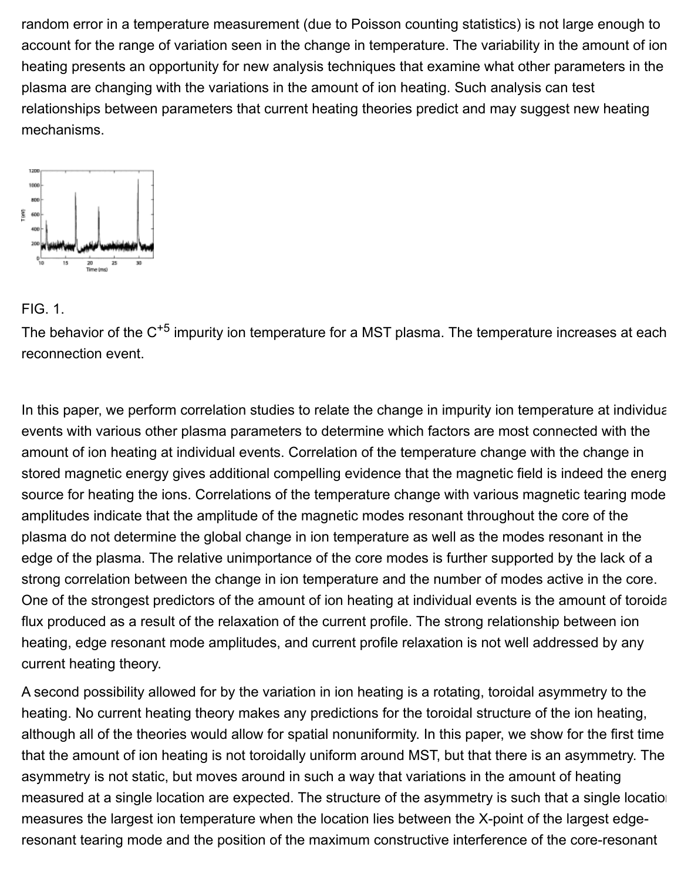random error in a temperature measurement (due to Poisson counting statistics) is not large enough to account for the range of variation seen in the change in temperature. The variability in the amount of ion heating presents an opportunity for new analysis techniques that examine what other parameters in the plasma are changing with the variations in the amount of ion heating. Such analysis can test relationships between parameters that current heating theories predict and may suggest new heating mechanisms.

FIG. 1.

The behavior of the $C^{+5}$ impurity ion temperature for a MST plasma. The temperature increases at each reconnection event.

In this paper, we perform correlation studies to relate the change in impurity ion temperature at individual events with various other plasma parameters to determine which factors are most connected with the amount of ion heating at individual events. Correlation of the temperature change with the change in stored magnetic energy gives additional compelling evidence that the magnetic field is indeed the energy source for heating the ions. Correlations of the temperature change with various magnetic tearing mode amplitudes indicate that the amplitude of the magnetic modes resonant throughout the core of the plasma do not determine the global change in ion temperature as well as the modes resonant in the edge of the plasma. The relative unimportance of the core modes is further supported by the lack of a strong correlation between the change in ion temperature and the number of modes active in the core. One of the strongest predictors of the amount of ion heating at individual events is the amount of toroidal flux produced as a result of the relaxation of the current profile. The strong relationship between ion heating, edge resonant mode amplitudes, and current profile relaxation is not well addressed by any current heating theory.

A second possibility allowed for by the variation in ion heating is a rotating, toroidal asymmetry to the heating. No current heating theory makes any predictions for the toroidal structure of the ion heating, although all of the theories would allow for spatial nonuniformity. In this paper, we show for the first time that the amount of ion heating is not toroidally uniform around MST, but that there is an asymmetry. The asymmetry is not static, but moves around in such a way that variations in the amount of heating measured at a single location are expected. The structure of the asymmetry is such that a single location measures the largest ion temperature when the location lies between the X-point of the largest edge-resonant tearing mode and the position of the maximum constructive interference of the core-resonant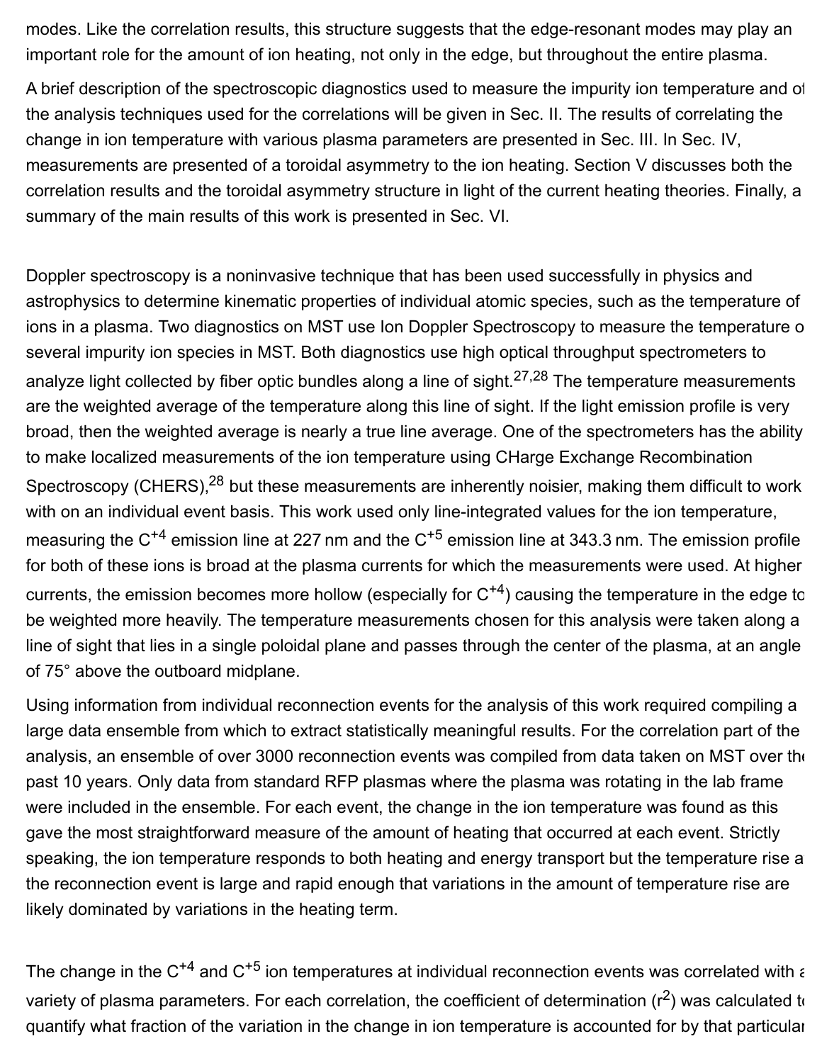modes. Like the correlation results, this structure suggests that the edge-resonant modes may play an important role for the amount of ion heating, not only in the edge, but throughout the entire plasma.

A brief description of the spectroscopic diagnostics used to measure the impurity ion temperature and of the analysis techniques used for the correlations will be given in Sec. II. The results of correlating the change in ion temperature with various plasma parameters are presented in Sec. III. In Sec. IV, measurements are presented of a toroidal asymmetry to the ion heating. Section V discusses both the correlation results and the toroidal asymmetry structure in light of the current heating theories. Finally, a summary of the main results of this work is presented in Sec. VI.

Doppler spectroscopy is a noninvasive technique that has been used successfully in physics and astrophysics to determine kinematic properties of individual atomic species, such as the temperature of ions in a plasma. Two diagnostics on MST use Ion Doppler Spectroscopy to measure the temperature of several impurity ion species in MST. Both diagnostics use high optical throughput spectrometers to analyze light collected by fiber optic bundles along a line of sight.[27,28] The temperature measurements are the weighted average of the temperature along this line of sight. If the light emission profile is very broad, then the weighted average is nearly a true line average. One of the spectrometers has the ability to make localized measurements of the ion temperature using CHarge Exchange Recombination Spectroscopy (CHERS),[28] but these measurements are inherently noisier, making them difficult to work with on an individual event basis. This work used only line-integrated values for the ion temperature, measuring the $C^{+4}$ emission line at 227 nm and the $C^{+5}$ emission line at 343.3 nm. The emission profile for both of these ions is broad at the plasma currents for which the measurements were used. At higher currents, the emission becomes more hollow (especially for $C^{+4}$) causing the temperature in the edge to be weighted more heavily. The temperature measurements chosen for this analysis were taken along a line of sight that lies in a single poloidal plane and passes through the center of the plasma, at an angle of 75° above the outboard midplane.

Using information from individual reconnection events for the analysis of this work required compiling a large data ensemble from which to extract statistically meaningful results. For the correlation part of the analysis, an ensemble of over 3000 reconnection events was compiled from data taken on MST over the past 10 years. Only data from standard RFP plasmas where the plasma was rotating in the lab frame were included in the ensemble. For each event, the change in the ion temperature was found as this gave the most straightforward measure of the amount of heating that occurred at each event. Strictly speaking, the ion temperature responds to both heating and energy transport but the temperature rise at the reconnection event is large and rapid enough that variations in the amount of temperature rise are likely dominated by variations in the heating term.

The change in the $C^{+4}$ and $C^{+5}$ ion temperatures at individual reconnection events was correlated with a variety of plasma parameters. For each correlation, the coefficient of determination ($r^2$) was calculated to quantify what fraction of the variation in the change in ion temperature is accounted for by that particular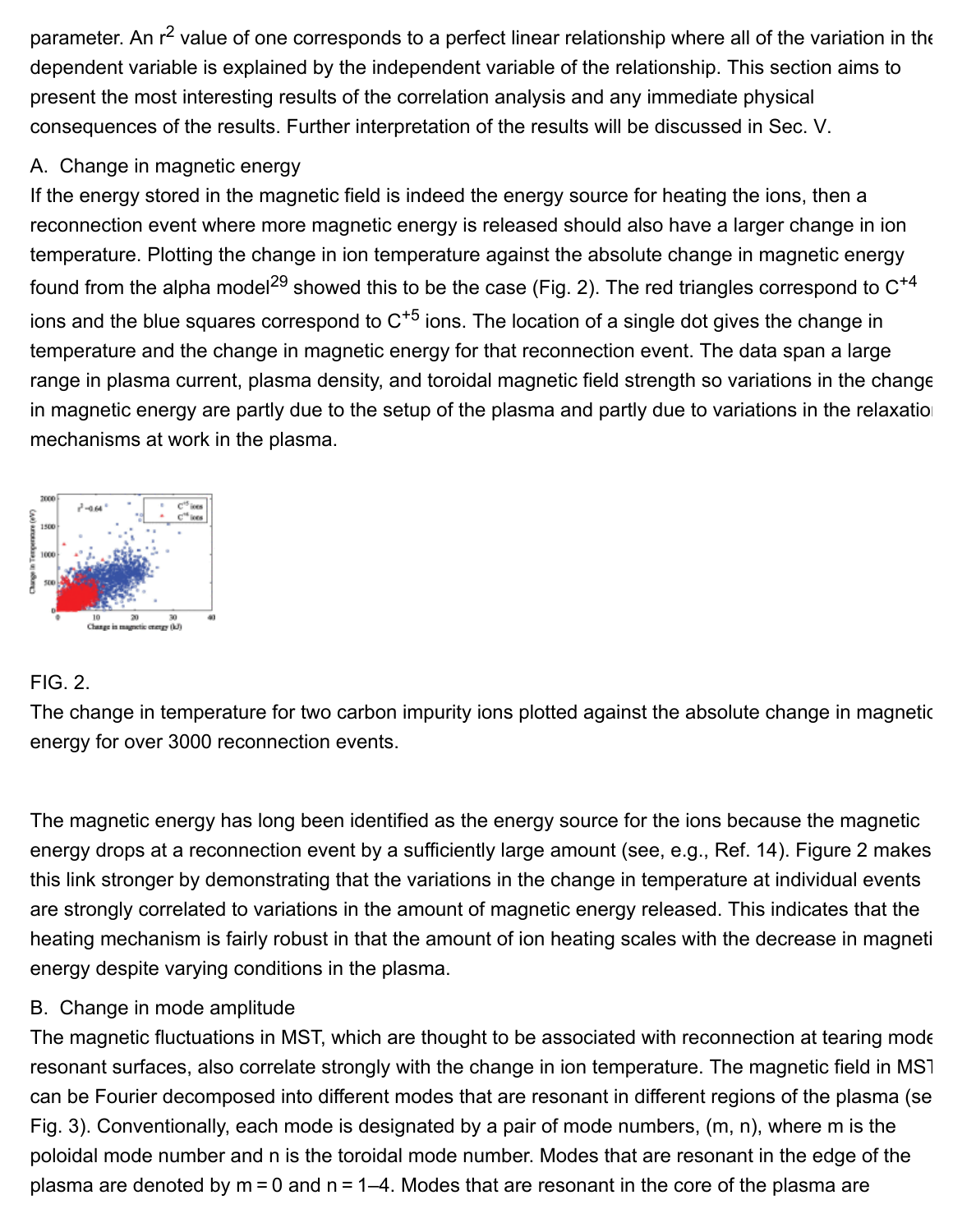parameter. An $r^2$ value of one corresponds to a perfect linear relationship where all of the variation in the dependent variable is explained by the independent variable of the relationship. This section aims to present the most interesting results of the correlation analysis and any immediate physical consequences of the results. Further interpretation of the results will be discussed in Sec. V.

## A. Change in magnetic energy

If the energy stored in the magnetic field is indeed the energy source for heating the ions, then a reconnection event where more magnetic energy is released should also have a larger change in ion temperature. Plotting the change in ion temperature against the absolute change in magnetic energy found from the alpha model[29] showed this to be the case (Fig. 2). The red triangles correspond to $C^{+4}$ ions and the blue squares correspond to $C^{+5}$ ions. The location of a single dot gives the change in temperature and the change in magnetic energy for that reconnection event. The data span a large range in plasma current, plasma density, and toroidal magnetic field strength so variations in the change in magnetic energy are partly due to the setup of the plasma and partly due to variations in the relaxation mechanisms at work in the plasma.

FIG. 2.

The change in temperature for two carbon impurity ions plotted against the absolute change in magnetic energy for over 3000 reconnection events.

The magnetic energy has long been identified as the energy source for the ions because the magnetic energy drops at a reconnection event by a sufficiently large amount (see, e.g., Ref. 14). Figure 2 makes this link stronger by demonstrating that the variations in the change in temperature at individual events are strongly correlated to variations in the amount of magnetic energy released. This indicates that the heating mechanism is fairly robust in that the amount of ion heating scales with the decrease in magnetic energy despite varying conditions in the plasma.

## B. Change in mode amplitude

The magnetic fluctuations in MST, which are thought to be associated with reconnection at tearing mode resonant surfaces, also correlate strongly with the change in ion temperature. The magnetic field in MST can be Fourier decomposed into different modes that are resonant in different regions of the plasma (see Fig. 3). Conventionally, each mode is designated by a pair of mode numbers, (m, n), where m is the poloidal mode number and n is the toroidal mode number. Modes that are resonant in the edge of the plasma are denoted by m = 0 and n = 1–4. Modes that are resonant in the core of the plasma are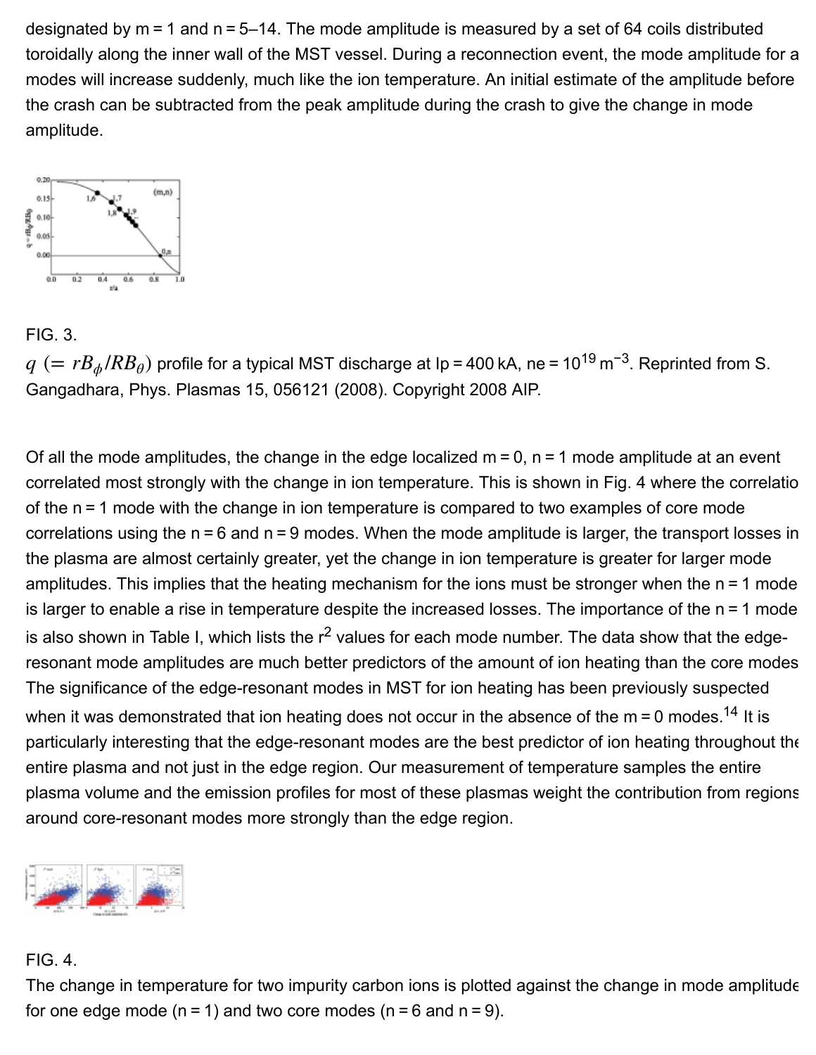designated by m = 1 and n = 5–14. The mode amplitude is measured by a set of 64 coils distributed toroidally along the inner wall of the MST vessel. During a reconnection event, the mode amplitude for a modes will increase suddenly, much like the ion temperature. An initial estimate of the amplitude before the crash can be subtracted from the peak amplitude during the crash to give the change in mode amplitude.

FIG. 3.

$q\ (= rB_\phi/RB_\theta)$ profile for a typical MST discharge at Ip = 400 kA, ne = $10^{19}$ $m^{-3}$. Reprinted from S. Gangadhara, Phys. Plasmas 15, 056121 (2008). Copyright 2008 AIP.

Of all the mode amplitudes, the change in the edge localized m = 0, n = 1 mode amplitude at an event correlated most strongly with the change in ion temperature. This is shown in Fig. 4 where the correlatio of the n = 1 mode with the change in ion temperature is compared to two examples of core mode correlations using the n = 6 and n = 9 modes. When the mode amplitude is larger, the transport losses in the plasma are almost certainly greater, yet the change in ion temperature is greater for larger mode amplitudes. This implies that the heating mechanism for the ions must be stronger when the n = 1 mode is larger to enable a rise in temperature despite the increased losses. The importance of the n = 1 mode is also shown in Table I, which lists the $r^2$ values for each mode number. The data show that the edge-resonant mode amplitudes are much better predictors of the amount of ion heating than the core modes The significance of the edge-resonant modes in MST for ion heating has been previously suspected when it was demonstrated that ion heating does not occur in the absence of the m = 0 modes.[14] It is particularly interesting that the edge-resonant modes are the best predictor of ion heating throughout the entire plasma and not just in the edge region. Our measurement of temperature samples the entire plasma volume and the emission profiles for most of these plasmas weight the contribution from regions around core-resonant modes more strongly than the edge region.

FIG. 4.

The change in temperature for two impurity carbon ions is plotted against the change in mode amplitude for one edge mode (n = 1) and two core modes (n = 6 and n = 9).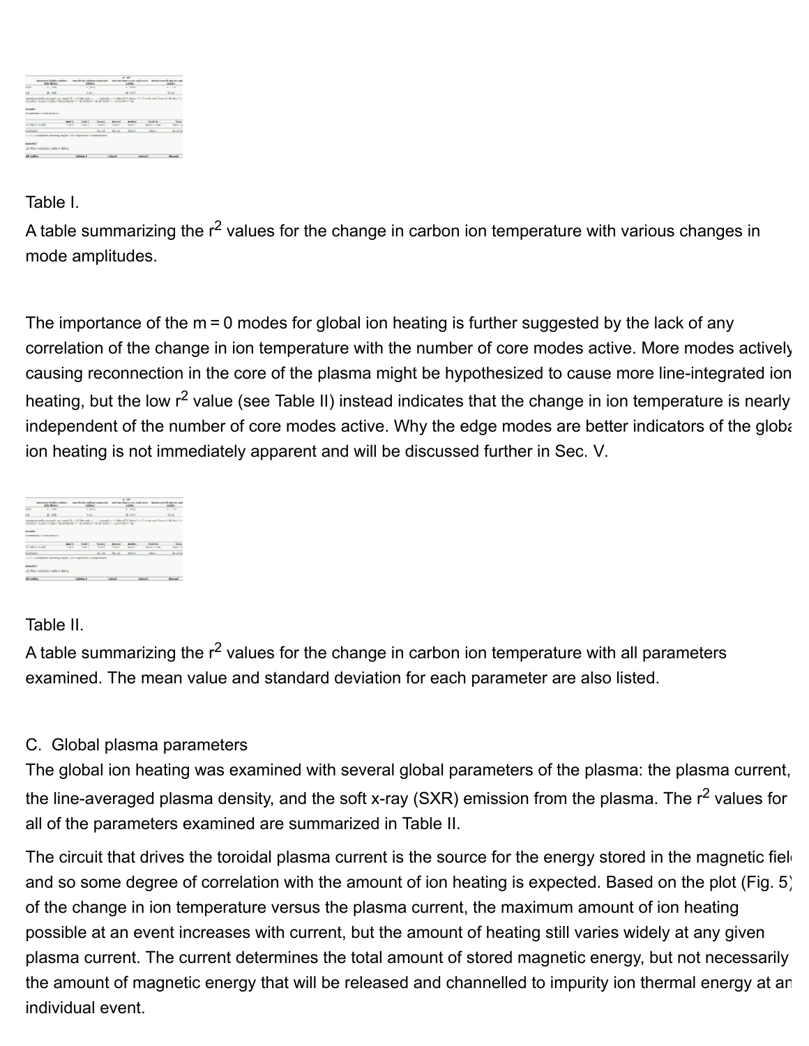Table I.

A table summarizing the $r^2$ values for the change in carbon ion temperature with various changes in mode amplitudes.

The importance of the m = 0 modes for global ion heating is further suggested by the lack of any correlation of the change in ion temperature with the number of core modes active. More modes actively causing reconnection in the core of the plasma might be hypothesized to cause more line-integrated ion heating, but the low $r^2$ value (see Table II) instead indicates that the change in ion temperature is nearly independent of the number of core modes active. Why the edge modes are better indicators of the global ion heating is not immediately apparent and will be discussed further in Sec. V.

Table II.

A table summarizing the $r^2$ values for the change in carbon ion temperature with all parameters examined. The mean value and standard deviation for each parameter are also listed.

## C. Global plasma parameters

The global ion heating was examined with several global parameters of the plasma: the plasma current, the line-averaged plasma density, and the soft x-ray (SXR) emission from the plasma. The $r^2$ values for all of the parameters examined are summarized in Table II.

The circuit that drives the toroidal plasma current is the source for the energy stored in the magnetic field and so some degree of correlation with the amount of ion heating is expected. Based on the plot (Fig. 5) of the change in ion temperature versus the plasma current, the maximum amount of ion heating possible at an event increases with current, but the amount of heating still varies widely at any given plasma current. The current determines the total amount of stored magnetic energy, but not necessarily the amount of magnetic energy that will be released and channelled to impurity ion thermal energy at an individual event.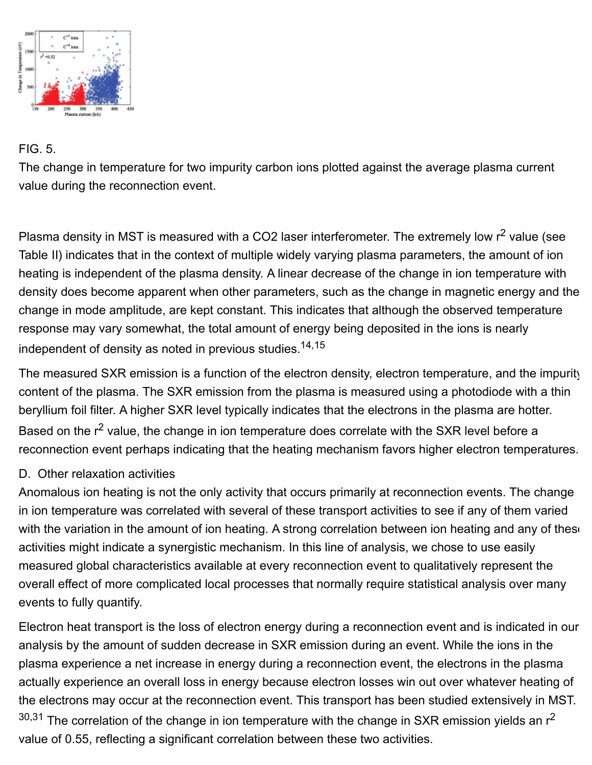FIG. 5.

The change in temperature for two impurity carbon ions plotted against the average plasma current value during the reconnection event.

Plasma density in MST is measured with a $CO_2$ laser interferometer. The extremely low $r^2$ value (see Table II) indicates that in the context of multiple widely varying plasma parameters, the amount of ion heating is independent of the plasma density. A linear decrease of the change in ion temperature with density does become apparent when other parameters, such as the change in magnetic energy and the change in mode amplitude, are kept constant. This indicates that although the observed temperature response may vary somewhat, the total amount of energy being deposited in the ions is nearly independent of density as noted in previous studies.[14,15]

The measured SXR emission is a function of the electron density, electron temperature, and the impurity content of the plasma. The SXR emission from the plasma is measured using a photodiode with a thin beryllium foil filter. A higher SXR level typically indicates that the electrons in the plasma are hotter. Based on the $r^2$ value, the change in ion temperature does correlate with the SXR level before a reconnection event perhaps indicating that the heating mechanism favors higher electron temperatures.

### D. Other relaxation activities

Anomalous ion heating is not the only activity that occurs primarily at reconnection events. The change in ion temperature was correlated with several of these transport activities to see if any of them varied with the variation in the amount of ion heating. A strong correlation between ion heating and any of these activities might indicate a synergistic mechanism. In this line of analysis, we chose to use easily measured global characteristics available at every reconnection event to qualitatively represent the overall effect of more complicated local processes that normally require statistical analysis over many events to fully quantify.

Electron heat transport is the loss of electron energy during a reconnection event and is indicated in our analysis by the amount of sudden decrease in SXR emission during an event. While the ions in the plasma experience a net increase in energy during a reconnection event, the electrons in the plasma actually experience an overall loss in energy because electron losses win out over whatever heating of the electrons may occur at the reconnection event. This transport has been studied extensively in MST.[30,31] The correlation of the change in ion temperature with the change in SXR emission yields an $r^2$ value of 0.55, reflecting a significant correlation between these two activities.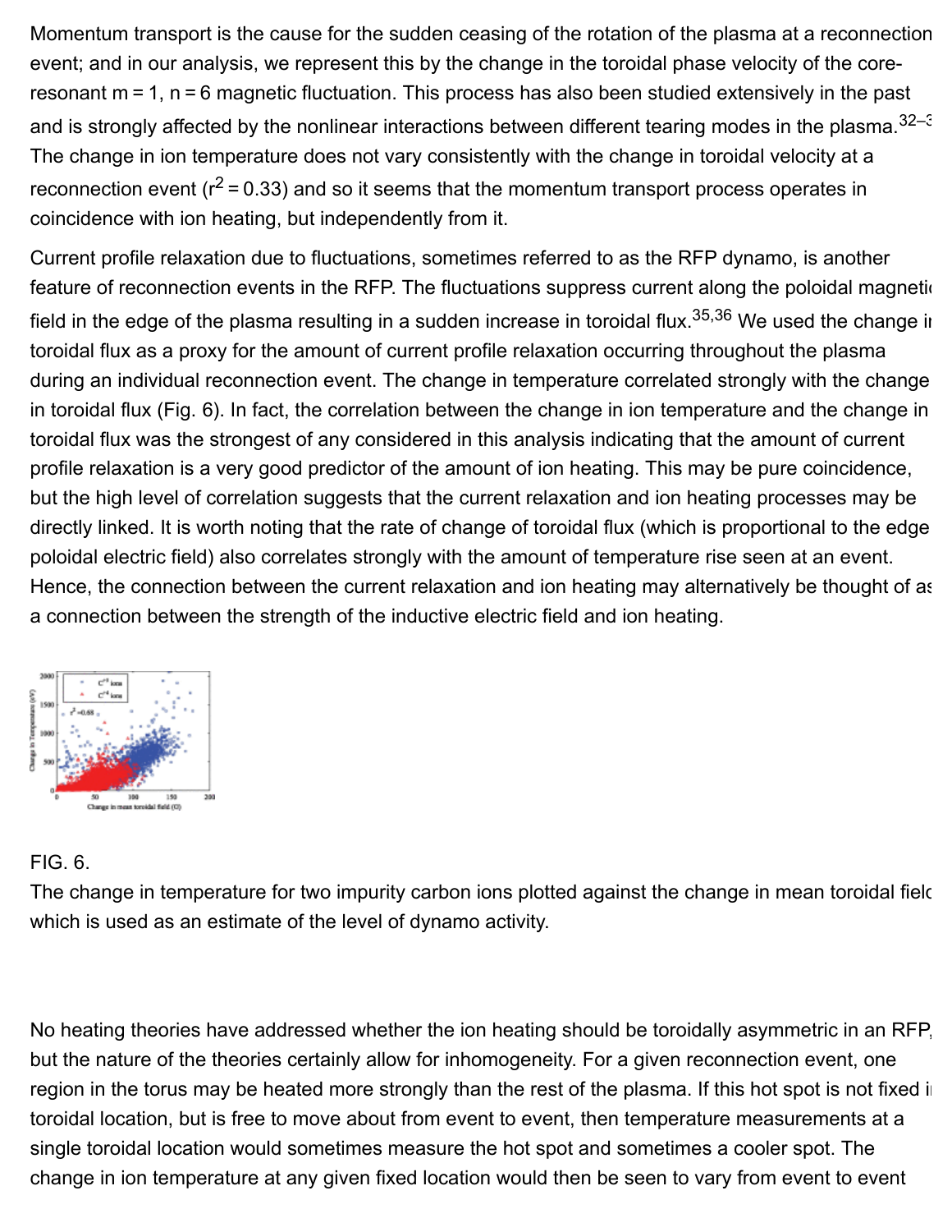Momentum transport is the cause for the sudden ceasing of the rotation of the plasma at a reconnection event; and in our analysis, we represent this by the change in the toroidal phase velocity of the core-resonant m = 1, n = 6 magnetic fluctuation. This process has also been studied extensively in the past and is strongly affected by the nonlinear interactions between different tearing modes in the plasma.[32–3 The change in ion temperature does not vary consistently with the change in toroidal velocity at a reconnection event ($r^2 = 0.33$) and so it seems that the momentum transport process operates in coincidence with ion heating, but independently from it.

Current profile relaxation due to fluctuations, sometimes referred to as the RFP dynamo, is another feature of reconnection events in the RFP. The fluctuations suppress current along the poloidal magneti field in the edge of the plasma resulting in a sudden increase in toroidal flux.[35,36] We used the change in toroidal flux as a proxy for the amount of current profile relaxation occurring throughout the plasma during an individual reconnection event. The change in temperature correlated strongly with the change in toroidal flux (Fig. 6). In fact, the correlation between the change in ion temperature and the change in toroidal flux was the strongest of any considered in this analysis indicating that the amount of current profile relaxation is a very good predictor of the amount of ion heating. This may be pure coincidence, but the high level of correlation suggests that the current relaxation and ion heating processes may be directly linked. It is worth noting that the rate of change of toroidal flux (which is proportional to the edge poloidal electric field) also correlates strongly with the amount of temperature rise seen at an event. Hence, the connection between the current relaxation and ion heating may alternatively be thought of as a connection between the strength of the inductive electric field and ion heating.

FIG. 6.
The change in temperature for two impurity carbon ions plotted against the change in mean toroidal field which is used as an estimate of the level of dynamo activity.

No heating theories have addressed whether the ion heating should be toroidally asymmetric in an RFP, but the nature of the theories certainly allow for inhomogeneity. For a given reconnection event, one region in the torus may be heated more strongly than the rest of the plasma. If this hot spot is not fixed in toroidal location, but is free to move about from event to event, then temperature measurements at a single toroidal location would sometimes measure the hot spot and sometimes a cooler spot. The change in ion temperature at any given fixed location would then be seen to vary from event to event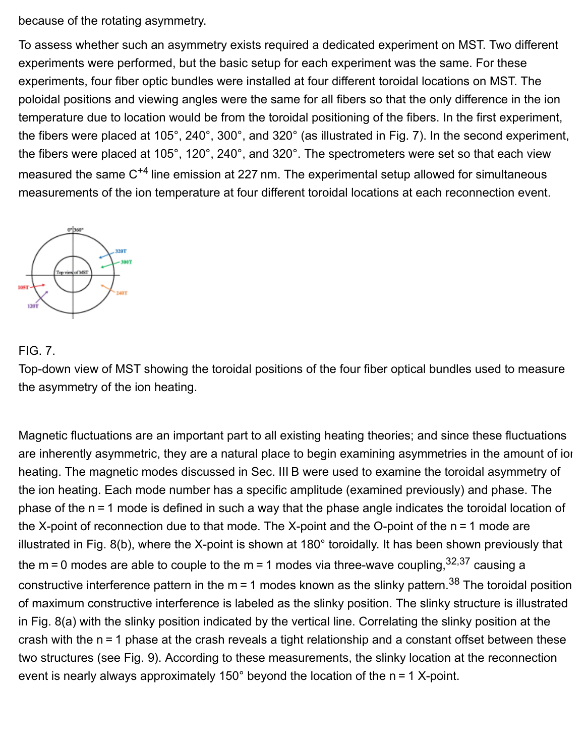because of the rotating asymmetry.

To assess whether such an asymmetry exists required a dedicated experiment on MST. Two different experiments were performed, but the basic setup for each experiment was the same. For these experiments, four fiber optic bundles were installed at four different toroidal locations on MST. The poloidal positions and viewing angles were the same for all fibers so that the only difference in the ion temperature due to location would be from the toroidal positioning of the fibers. In the first experiment, the fibers were placed at 105°, 240°, 300°, and 320° (as illustrated in Fig. 7). In the second experiment, the fibers were placed at 105°, 120°, 240°, and 320°. The spectrometers were set so that each view measured the same $C^{+4}$ line emission at 227 nm. The experimental setup allowed for simultaneous measurements of the ion temperature at four different toroidal locations at each reconnection event.

FIG. 7.
Top-down view of MST showing the toroidal positions of the four fiber optical bundles used to measure the asymmetry of the ion heating.

Magnetic fluctuations are an important part to all existing heating theories; and since these fluctuations are inherently asymmetric, they are a natural place to begin examining asymmetries in the amount of ion heating. The magnetic modes discussed in Sec. III B were used to examine the toroidal asymmetry of the ion heating. Each mode number has a specific amplitude (examined previously) and phase. The phase of the n = 1 mode is defined in such a way that the phase angle indicates the toroidal location of the X-point of reconnection due to that mode. The X-point and the O-point of the n = 1 mode are illustrated in Fig. 8(b), where the X-point is shown at 180° toroidally. It has been shown previously that the m = 0 modes are able to couple to the m = 1 modes via three-wave coupling,[32,37] causing a constructive interference pattern in the m = 1 modes known as the slinky pattern.[38] The toroidal position of maximum constructive interference is labeled as the slinky position. The slinky structure is illustrated in Fig. 8(a) with the slinky position indicated by the vertical line. Correlating the slinky position at the crash with the n = 1 phase at the crash reveals a tight relationship and a constant offset between these two structures (see Fig. 9). According to these measurements, the slinky location at the reconnection event is nearly always approximately 150° beyond the location of the n = 1 X-point.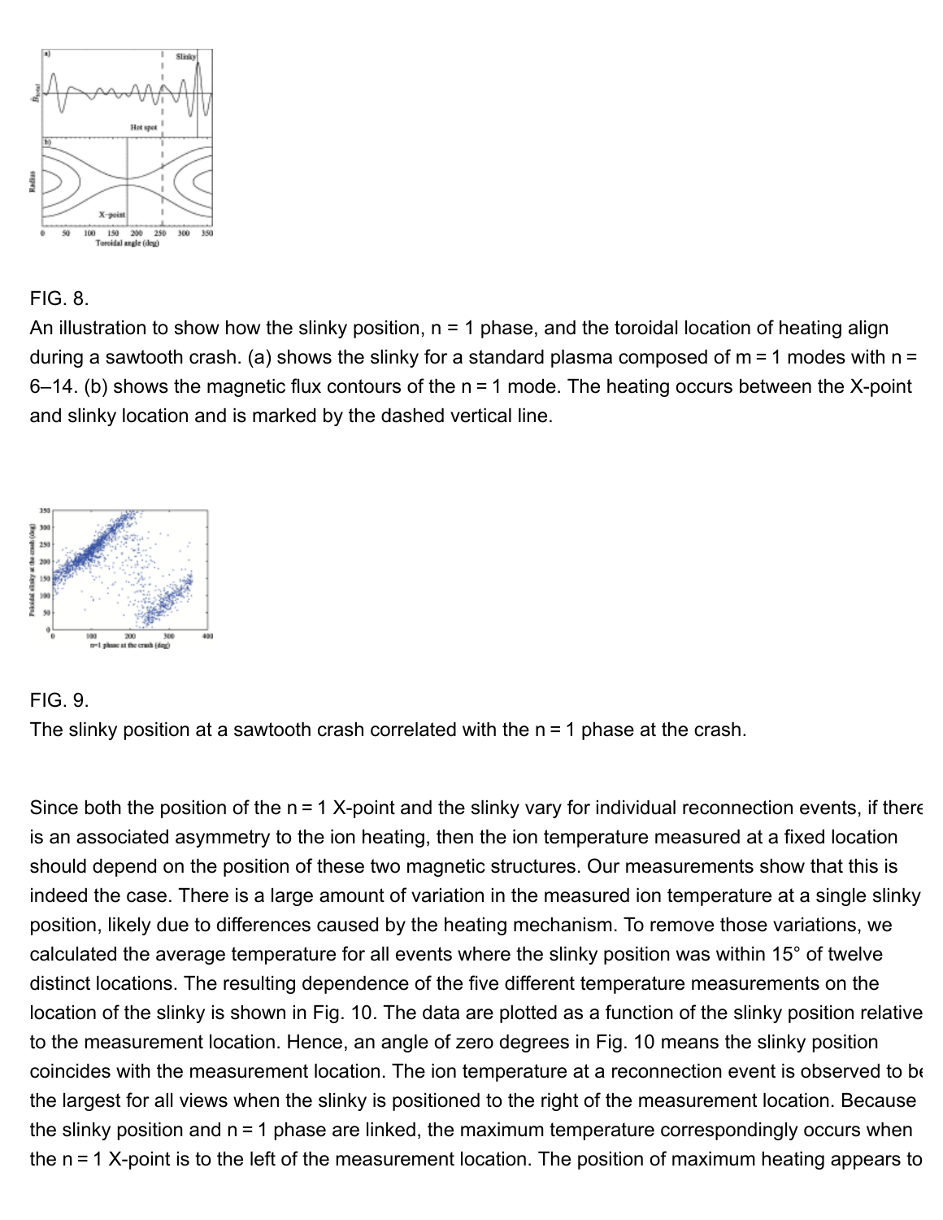FIG. 8.

An illustration to show how the slinky position, n = 1 phase, and the toroidal location of heating align during a sawtooth crash. (a) shows the slinky for a standard plasma composed of m = 1 modes with n = 6–14. (b) shows the magnetic flux contours of the n = 1 mode. The heating occurs between the X-point and slinky location and is marked by the dashed vertical line.

FIG. 9.

The slinky position at a sawtooth crash correlated with the n = 1 phase at the crash.

Since both the position of the n = 1 X-point and the slinky vary for individual reconnection events, if there is an associated asymmetry to the ion heating, then the ion temperature measured at a fixed location should depend on the position of these two magnetic structures. Our measurements show that this is indeed the case. There is a large amount of variation in the measured ion temperature at a single slinky position, likely due to differences caused by the heating mechanism. To remove those variations, we calculated the average temperature for all events where the slinky position was within 15° of twelve distinct locations. The resulting dependence of the five different temperature measurements on the location of the slinky is shown in Fig. 10. The data are plotted as a function of the slinky position relative to the measurement location. Hence, an angle of zero degrees in Fig. 10 means the slinky position coincides with the measurement location. The ion temperature at a reconnection event is observed to be the largest for all views when the slinky is positioned to the right of the measurement location. Because the slinky position and n = 1 phase are linked, the maximum temperature correspondingly occurs when the n = 1 X-point is to the left of the measurement location. The position of maximum heating appears to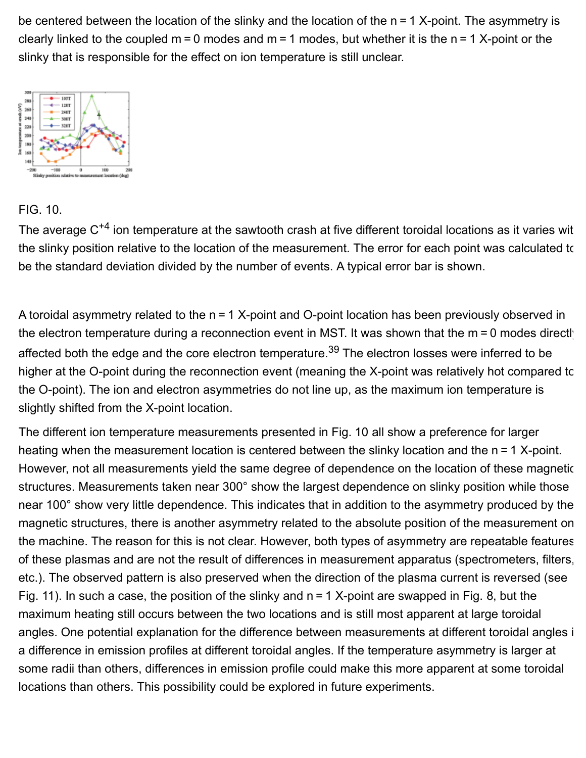be centered between the location of the slinky and the location of the n = 1 X-point. The asymmetry is clearly linked to the coupled m = 0 modes and m = 1 modes, but whether it is the n = 1 X-point or the slinky that is responsible for the effect on ion temperature is still unclear.

FIG. 10.

The average $C^{+4}$ ion temperature at the sawtooth crash at five different toroidal locations as it varies wit the slinky position relative to the location of the measurement. The error for each point was calculated to be the standard deviation divided by the number of events. A typical error bar is shown.

A toroidal asymmetry related to the n = 1 X-point and O-point location has been previously observed in the electron temperature during a reconnection event in MST. It was shown that the m = 0 modes directly affected both the edge and the core electron temperature.[39] The electron losses were inferred to be higher at the O-point during the reconnection event (meaning the X-point was relatively hot compared to the O-point). The ion and electron asymmetries do not line up, as the maximum ion temperature is slightly shifted from the X-point location.

The different ion temperature measurements presented in Fig. 10 all show a preference for larger heating when the measurement location is centered between the slinky location and the n = 1 X-point. However, not all measurements yield the same degree of dependence on the location of these magnetic structures. Measurements taken near 300° show the largest dependence on slinky position while those near 100° show very little dependence. This indicates that in addition to the asymmetry produced by the magnetic structures, there is another asymmetry related to the absolute position of the measurement on the machine. The reason for this is not clear. However, both types of asymmetry are repeatable features of these plasmas and are not the result of differences in measurement apparatus (spectrometers, filters, etc.). The observed pattern is also preserved when the direction of the plasma current is reversed (see Fig. 11). In such a case, the position of the slinky and n = 1 X-point are swapped in Fig. 8, but the maximum heating still occurs between the two locations and is still most apparent at large toroidal angles. One potential explanation for the difference between measurements at different toroidal angles i a difference in emission profiles at different toroidal angles. If the temperature asymmetry is larger at some radii than others, differences in emission profile could make this more apparent at some toroidal locations than others. This possibility could be explored in future experiments.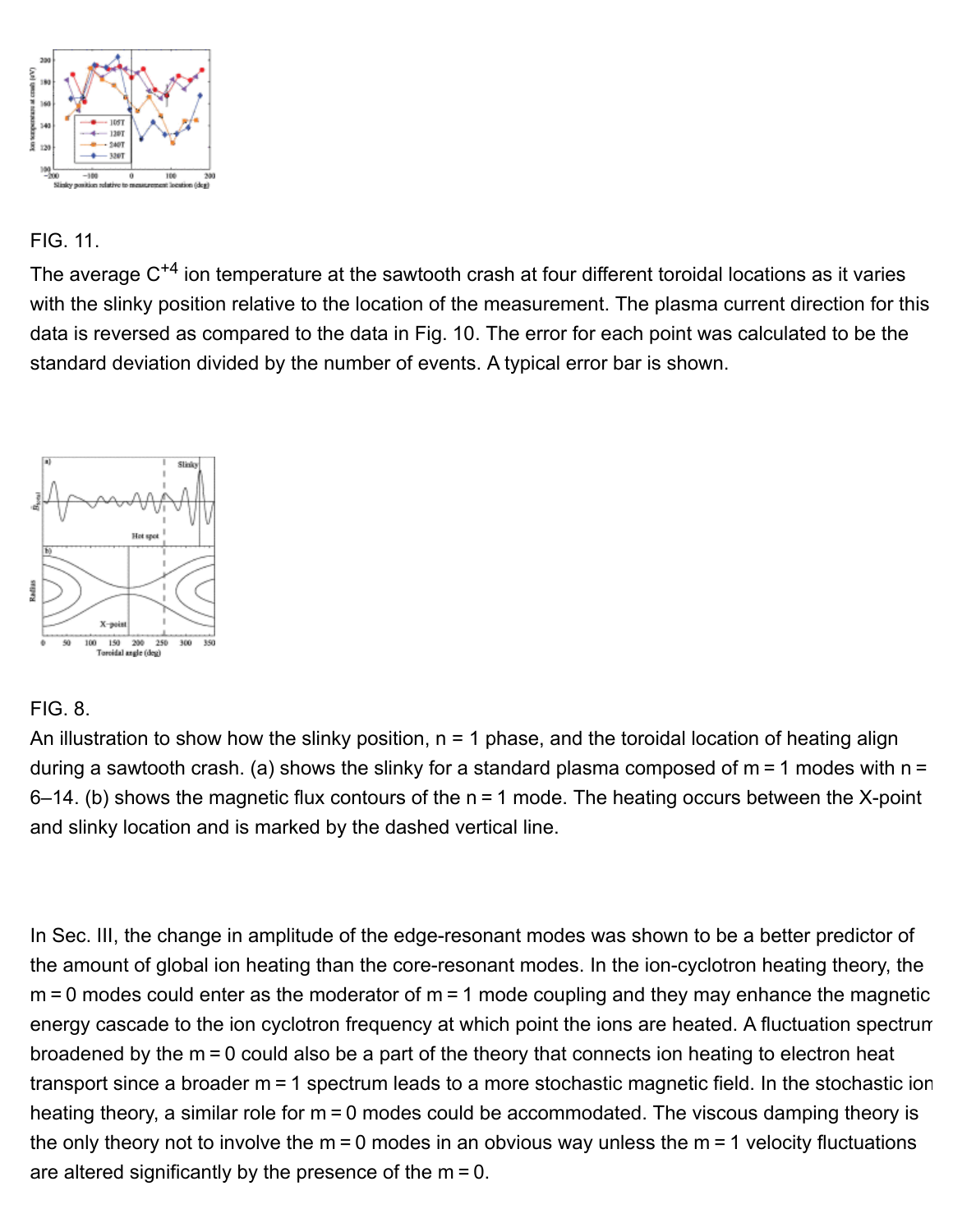FIG. 11.

The average $C^{+4}$ ion temperature at the sawtooth crash at four different toroidal locations as it varies with the slinky position relative to the location of the measurement. The plasma current direction for this data is reversed as compared to the data in Fig. 10. The error for each point was calculated to be the standard deviation divided by the number of events. A typical error bar is shown.

FIG. 8.

An illustration to show how the slinky position, n = 1 phase, and the toroidal location of heating align during a sawtooth crash. (a) shows the slinky for a standard plasma composed of m = 1 modes with n = 6–14. (b) shows the magnetic flux contours of the n = 1 mode. The heating occurs between the X-point and slinky location and is marked by the dashed vertical line.

In Sec. III, the change in amplitude of the edge-resonant modes was shown to be a better predictor of the amount of global ion heating than the core-resonant modes. In the ion-cyclotron heating theory, the m = 0 modes could enter as the moderator of m = 1 mode coupling and they may enhance the magnetic energy cascade to the ion cyclotron frequency at which point the ions are heated. A fluctuation spectrum broadened by the m = 0 could also be a part of the theory that connects ion heating to electron heat transport since a broader m = 1 spectrum leads to a more stochastic magnetic field. In the stochastic ion heating theory, a similar role for m = 0 modes could be accommodated. The viscous damping theory is the only theory not to involve the m = 0 modes in an obvious way unless the m = 1 velocity fluctuations are altered significantly by the presence of the m = 0.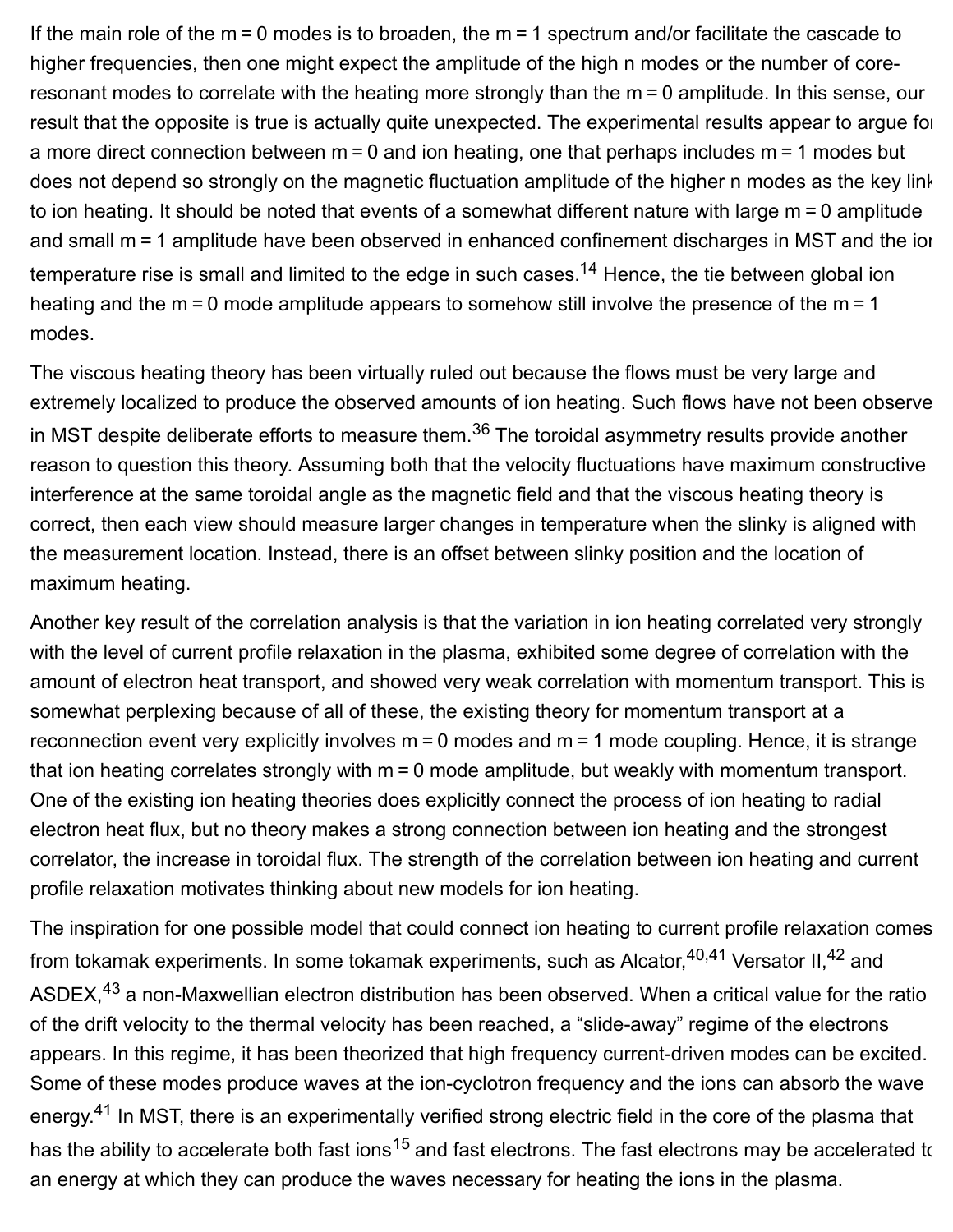If the main role of the m = 0 modes is to broaden, the m = 1 spectrum and/or facilitate the cascade to higher frequencies, then one might expect the amplitude of the high n modes or the number of core-resonant modes to correlate with the heating more strongly than the m = 0 amplitude. In this sense, our result that the opposite is true is actually quite unexpected. The experimental results appear to argue for a more direct connection between m = 0 and ion heating, one that perhaps includes m = 1 modes but does not depend so strongly on the magnetic fluctuation amplitude of the higher n modes as the key link to ion heating. It should be noted that events of a somewhat different nature with large m = 0 amplitude and small m = 1 amplitude have been observed in enhanced confinement discharges in MST and the ion temperature rise is small and limited to the edge in such cases.[14] Hence, the tie between global ion heating and the m = 0 mode amplitude appears to somehow still involve the presence of the m = 1 modes.

The viscous heating theory has been virtually ruled out because the flows must be very large and extremely localized to produce the observed amounts of ion heating. Such flows have not been observed in MST despite deliberate efforts to measure them.[36] The toroidal asymmetry results provide another reason to question this theory. Assuming both that the velocity fluctuations have maximum constructive interference at the same toroidal angle as the magnetic field and that the viscous heating theory is correct, then each view should measure larger changes in temperature when the slinky is aligned with the measurement location. Instead, there is an offset between slinky position and the location of maximum heating.

Another key result of the correlation analysis is that the variation in ion heating correlated very strongly with the level of current profile relaxation in the plasma, exhibited some degree of correlation with the amount of electron heat transport, and showed very weak correlation with momentum transport. This is somewhat perplexing because of all of these, the existing theory for momentum transport at a reconnection event very explicitly involves m = 0 modes and m = 1 mode coupling. Hence, it is strange that ion heating correlates strongly with m = 0 mode amplitude, but weakly with momentum transport. One of the existing ion heating theories does explicitly connect the process of ion heating to radial electron heat flux, but no theory makes a strong connection between ion heating and the strongest correlator, the increase in toroidal flux. The strength of the correlation between ion heating and current profile relaxation motivates thinking about new models for ion heating.

The inspiration for one possible model that could connect ion heating to current profile relaxation comes from tokamak experiments. In some tokamak experiments, such as Alcator,[40,41] Versator II,[42] and ASDEX,[43] a non-Maxwellian electron distribution has been observed. When a critical value for the ratio of the drift velocity to the thermal velocity has been reached, a "slide-away" regime of the electrons appears. In this regime, it has been theorized that high frequency current-driven modes can be excited. Some of these modes produce waves at the ion-cyclotron frequency and the ions can absorb the wave energy.[41] In MST, there is an experimentally verified strong electric field in the core of the plasma that has the ability to accelerate both fast ions[15] and fast electrons. The fast electrons may be accelerated to an energy at which they can produce the waves necessary for heating the ions in the plasma.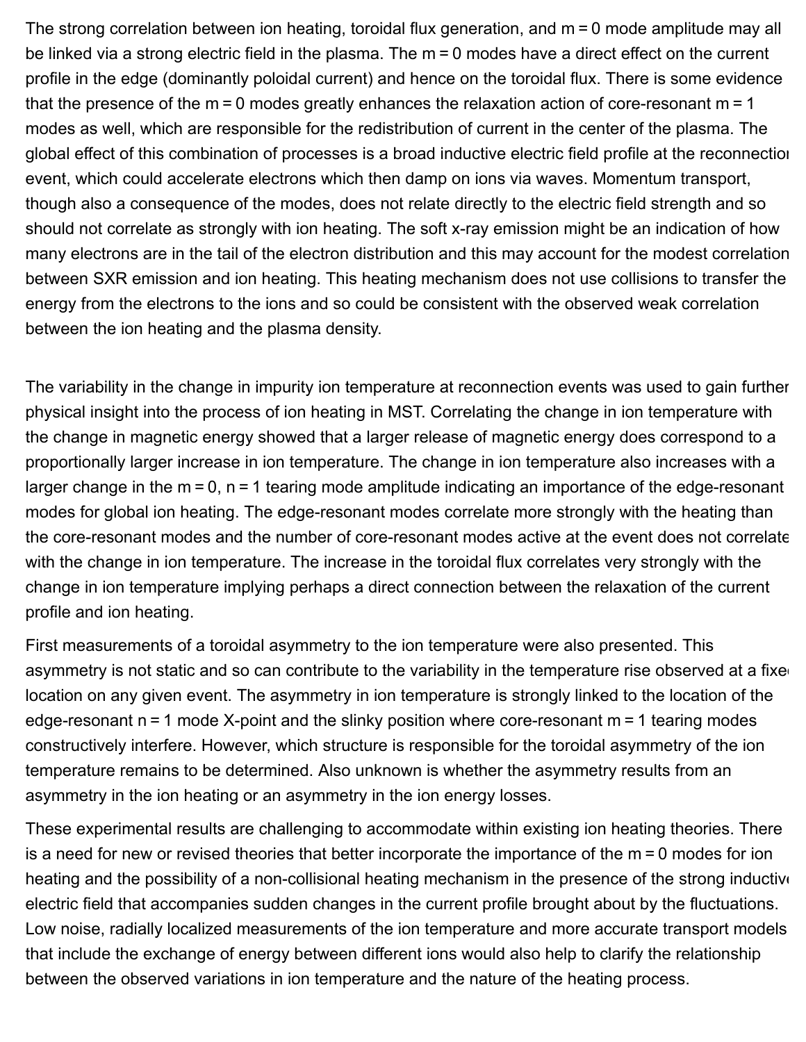The strong correlation between ion heating, toroidal flux generation, and m = 0 mode amplitude may all be linked via a strong electric field in the plasma. The m = 0 modes have a direct effect on the current profile in the edge (dominantly poloidal current) and hence on the toroidal flux. There is some evidence that the presence of the m = 0 modes greatly enhances the relaxation action of core-resonant m = 1 modes as well, which are responsible for the redistribution of current in the center of the plasma. The global effect of this combination of processes is a broad inductive electric field profile at the reconnection event, which could accelerate electrons which then damp on ions via waves. Momentum transport, though also a consequence of the modes, does not relate directly to the electric field strength and so should not correlate as strongly with ion heating. The soft x-ray emission might be an indication of how many electrons are in the tail of the electron distribution and this may account for the modest correlation between SXR emission and ion heating. This heating mechanism does not use collisions to transfer the energy from the electrons to the ions and so could be consistent with the observed weak correlation between the ion heating and the plasma density.

The variability in the change in impurity ion temperature at reconnection events was used to gain further physical insight into the process of ion heating in MST. Correlating the change in ion temperature with the change in magnetic energy showed that a larger release of magnetic energy does correspond to a proportionally larger increase in ion temperature. The change in ion temperature also increases with a larger change in the m = 0, n = 1 tearing mode amplitude indicating an importance of the edge-resonant modes for global ion heating. The edge-resonant modes correlate more strongly with the heating than the core-resonant modes and the number of core-resonant modes active at the event does not correlate with the change in ion temperature. The increase in the toroidal flux correlates very strongly with the change in ion temperature implying perhaps a direct connection between the relaxation of the current profile and ion heating.

First measurements of a toroidal asymmetry to the ion temperature were also presented. This asymmetry is not static and so can contribute to the variability in the temperature rise observed at a fixed location on any given event. The asymmetry in ion temperature is strongly linked to the location of the edge-resonant n = 1 mode X-point and the slinky position where core-resonant m = 1 tearing modes constructively interfere. However, which structure is responsible for the toroidal asymmetry of the ion temperature remains to be determined. Also unknown is whether the asymmetry results from an asymmetry in the ion heating or an asymmetry in the ion energy losses.

These experimental results are challenging to accommodate within existing ion heating theories. There is a need for new or revised theories that better incorporate the importance of the m = 0 modes for ion heating and the possibility of a non-collisional heating mechanism in the presence of the strong inductive electric field that accompanies sudden changes in the current profile brought about by the fluctuations. Low noise, radially localized measurements of the ion temperature and more accurate transport models that include the exchange of energy between different ions would also help to clarify the relationship between the observed variations in ion temperature and the nature of the heating process.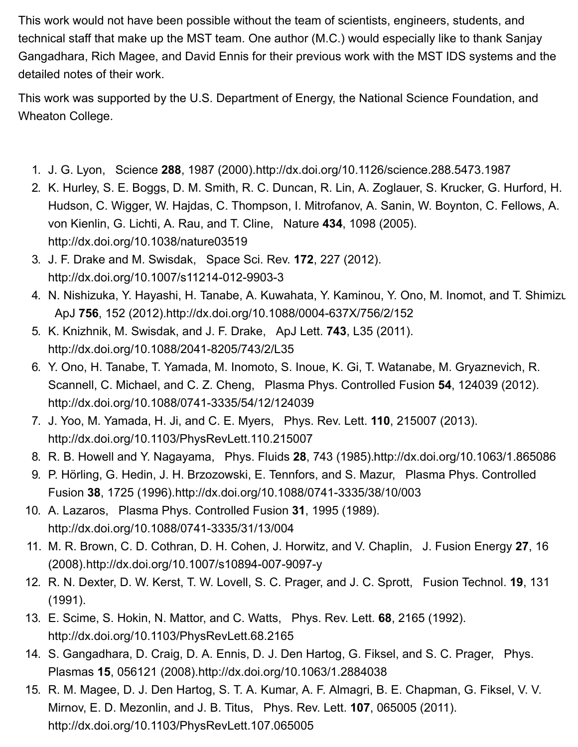This work would not have been possible without the team of scientists, engineers, students, and technical staff that make up the MST team. One author (M.C.) would especially like to thank Sanjay Gangadhara, Rich Magee, and David Ennis for their previous work with the MST IDS systems and the detailed notes of their work.

This work was supported by the U.S. Department of Energy, the National Science Foundation, and Wheaton College.

1. J. G. Lyon, Science **288**, 1987 (2000).http://dx.doi.org/10.1126/science.288.5473.1987
2. K. Hurley, S. E. Boggs, D. M. Smith, R. C. Duncan, R. Lin, A. Zoglauer, S. Krucker, G. Hurford, H. Hudson, C. Wigger, W. Hajdas, C. Thompson, I. Mitrofanov, A. Sanin, W. Boynton, C. Fellows, A. von Kienlin, G. Lichti, A. Rau, and T. Cline, Nature **434**, 1098 (2005). http://dx.doi.org/10.1038/nature03519
3. J. F. Drake and M. Swisdak, Space Sci. Rev. **172**, 227 (2012). http://dx.doi.org/10.1007/s11214-012-9903-3
4. N. Nishizuka, Y. Hayashi, H. Tanabe, A. Kuwahata, Y. Kaminou, Y. Ono, M. Inomot, and T. Shimizu ApJ **756**, 152 (2012).http://dx.doi.org/10.1088/0004-637X/756/2/152
5. K. Knizhnik, M. Swisdak, and J. F. Drake, ApJ Lett. **743**, L35 (2011). http://dx.doi.org/10.1088/2041-8205/743/2/L35
6. Y. Ono, H. Tanabe, T. Yamada, M. Inomoto, S. Inoue, K. Gi, T. Watanabe, M. Gryaznevich, R. Scannell, C. Michael, and C. Z. Cheng, Plasma Phys. Controlled Fusion **54**, 124039 (2012). http://dx.doi.org/10.1088/0741-3335/54/12/124039
7. J. Yoo, M. Yamada, H. Ji, and C. E. Myers, Phys. Rev. Lett. **110**, 215007 (2013). http://dx.doi.org/10.1103/PhysRevLett.110.215007
8. R. B. Howell and Y. Nagayama, Phys. Fluids **28**, 743 (1985).http://dx.doi.org/10.1063/1.865086
9. P. Hörling, G. Hedin, J. H. Brzozowski, E. Tennfors, and S. Mazur, Plasma Phys. Controlled Fusion **38**, 1725 (1996).http://dx.doi.org/10.1088/0741-3335/38/10/003
10. A. Lazaros, Plasma Phys. Controlled Fusion **31**, 1995 (1989). http://dx.doi.org/10.1088/0741-3335/31/13/004
11. M. R. Brown, C. D. Cothran, D. H. Cohen, J. Horwitz, and V. Chaplin, J. Fusion Energy **27**, 16 (2008).http://dx.doi.org/10.1007/s10894-007-9097-y
12. R. N. Dexter, D. W. Kerst, T. W. Lovell, S. C. Prager, and J. C. Sprott, Fusion Technol. **19**, 131 (1991).
13. E. Scime, S. Hokin, N. Mattor, and C. Watts, Phys. Rev. Lett. **68**, 2165 (1992). http://dx.doi.org/10.1103/PhysRevLett.68.2165
14. S. Gangadhara, D. Craig, D. A. Ennis, D. J. Den Hartog, G. Fiksel, and S. C. Prager, Phys. Plasmas **15**, 056121 (2008).http://dx.doi.org/10.1063/1.2884038
15. R. M. Magee, D. J. Den Hartog, S. T. A. Kumar, A. F. Almagri, B. E. Chapman, G. Fiksel, V. V. Mirnov, E. D. Mezonlin, and J. B. Titus, Phys. Rev. Lett. **107**, 065005 (2011). http://dx.doi.org/10.1103/PhysRevLett.107.065005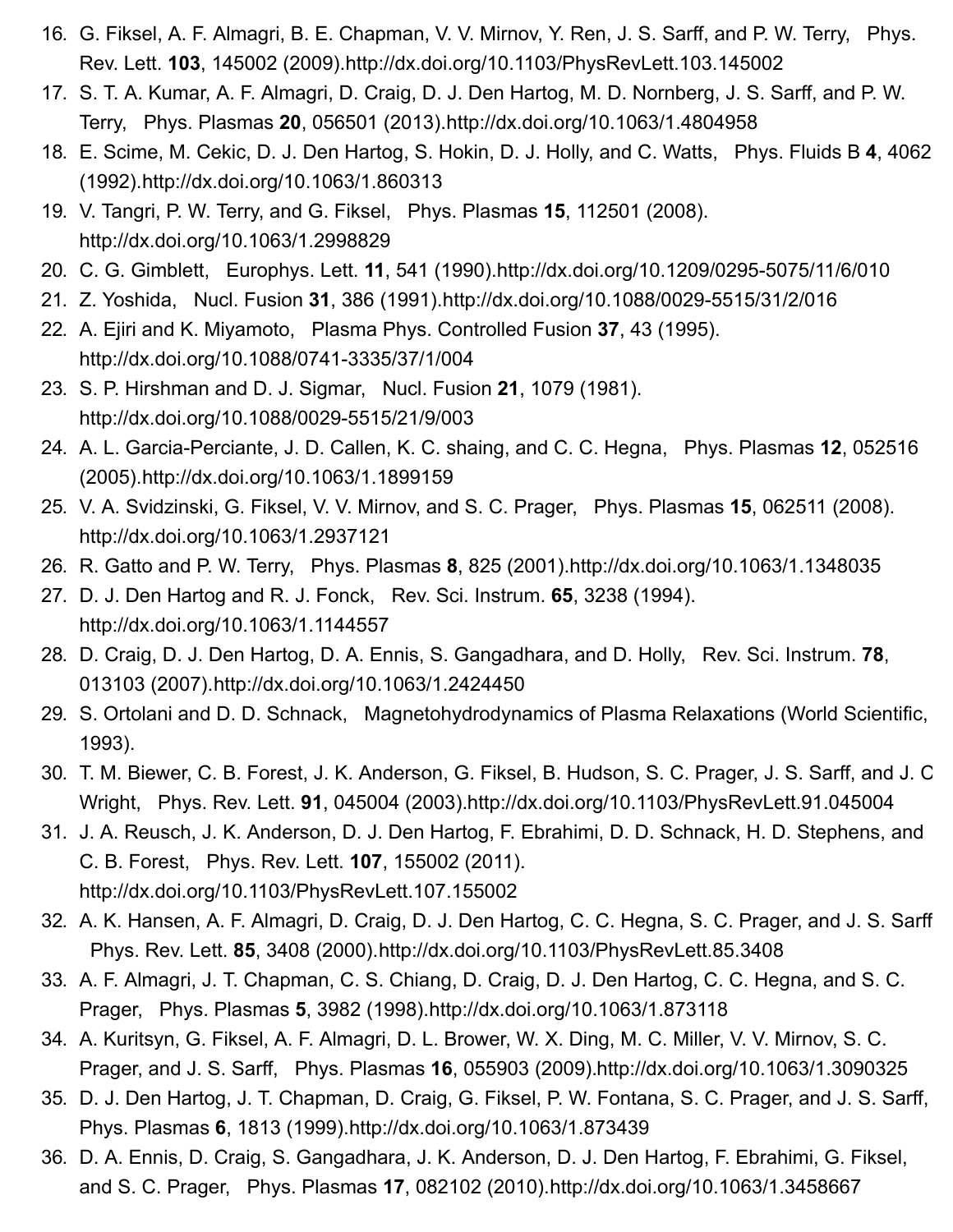16. G. Fiksel, A. F. Almagri, B. E. Chapman, V. V. Mirnov, Y. Ren, J. S. Sarff, and P. W. Terry, Phys. Rev. Lett. **103**, 145002 (2009).http://dx.doi.org/10.1103/PhysRevLett.103.145002
17. S. T. A. Kumar, A. F. Almagri, D. Craig, D. J. Den Hartog, M. D. Nornberg, J. S. Sarff, and P. W. Terry, Phys. Plasmas **20**, 056501 (2013).http://dx.doi.org/10.1063/1.4804958
18. E. Scime, M. Cekic, D. J. Den Hartog, S. Hokin, D. J. Holly, and C. Watts, Phys. Fluids B **4**, 4062 (1992).http://dx.doi.org/10.1063/1.860313
19. V. Tangri, P. W. Terry, and G. Fiksel, Phys. Plasmas **15**, 112501 (2008). http://dx.doi.org/10.1063/1.2998829
20. C. G. Gimblett, Europhys. Lett. **11**, 541 (1990).http://dx.doi.org/10.1209/0295-5075/11/6/010
21. Z. Yoshida, Nucl. Fusion **31**, 386 (1991).http://dx.doi.org/10.1088/0029-5515/31/2/016
22. A. Ejiri and K. Miyamoto, Plasma Phys. Controlled Fusion **37**, 43 (1995). http://dx.doi.org/10.1088/0741-3335/37/1/004
23. S. P. Hirshman and D. J. Sigmar, Nucl. Fusion **21**, 1079 (1981). http://dx.doi.org/10.1088/0029-5515/21/9/003
24. A. L. Garcia-Perciante, J. D. Callen, K. C. shaing, and C. C. Hegna, Phys. Plasmas **12**, 052516 (2005).http://dx.doi.org/10.1063/1.1899159
25. V. A. Svidzinski, G. Fiksel, V. V. Mirnov, and S. C. Prager, Phys. Plasmas **15**, 062511 (2008). http://dx.doi.org/10.1063/1.2937121
26. R. Gatto and P. W. Terry, Phys. Plasmas **8**, 825 (2001).http://dx.doi.org/10.1063/1.1348035
27. D. J. Den Hartog and R. J. Fonck, Rev. Sci. Instrum. **65**, 3238 (1994). http://dx.doi.org/10.1063/1.1144557
28. D. Craig, D. J. Den Hartog, D. A. Ennis, S. Gangadhara, and D. Holly, Rev. Sci. Instrum. **78**, 013103 (2007).http://dx.doi.org/10.1063/1.2424450
29. S. Ortolani and D. D. Schnack, Magnetohydrodynamics of Plasma Relaxations (World Scientific, 1993).
30. T. M. Biewer, C. B. Forest, J. K. Anderson, G. Fiksel, B. Hudson, S. C. Prager, J. S. Sarff, and J. C Wright, Phys. Rev. Lett. **91**, 045004 (2003).http://dx.doi.org/10.1103/PhysRevLett.91.045004
31. J. A. Reusch, J. K. Anderson, D. J. Den Hartog, F. Ebrahimi, D. D. Schnack, H. D. Stephens, and C. B. Forest, Phys. Rev. Lett. **107**, 155002 (2011). http://dx.doi.org/10.1103/PhysRevLett.107.155002
32. A. K. Hansen, A. F. Almagri, D. Craig, D. J. Den Hartog, C. C. Hegna, S. C. Prager, and J. S. Sarff Phys. Rev. Lett. **85**, 3408 (2000).http://dx.doi.org/10.1103/PhysRevLett.85.3408
33. A. F. Almagri, J. T. Chapman, C. S. Chiang, D. Craig, D. J. Den Hartog, C. C. Hegna, and S. C. Prager, Phys. Plasmas **5**, 3982 (1998).http://dx.doi.org/10.1063/1.873118
34. A. Kuritsyn, G. Fiksel, A. F. Almagri, D. L. Brower, W. X. Ding, M. C. Miller, V. V. Mirnov, S. C. Prager, and J. S. Sarff, Phys. Plasmas **16**, 055903 (2009).http://dx.doi.org/10.1063/1.3090325
35. D. J. Den Hartog, J. T. Chapman, D. Craig, G. Fiksel, P. W. Fontana, S. C. Prager, and J. S. Sarff, Phys. Plasmas **6**, 1813 (1999).http://dx.doi.org/10.1063/1.873439
36. D. A. Ennis, D. Craig, S. Gangadhara, J. K. Anderson, D. J. Den Hartog, F. Ebrahimi, G. Fiksel, and S. C. Prager, Phys. Plasmas **17**, 082102 (2010).http://dx.doi.org/10.1063/1.3458667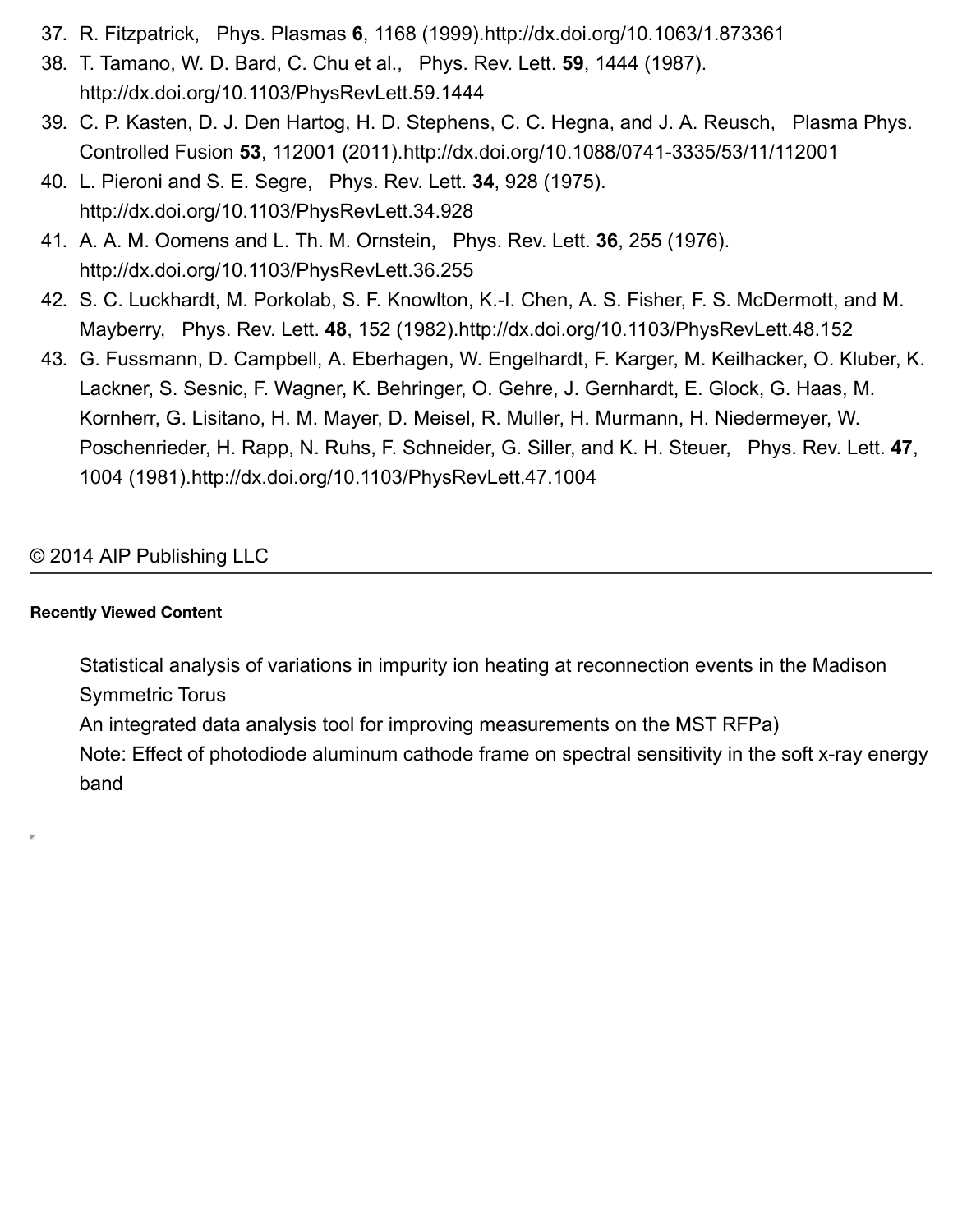37. R. Fitzpatrick, Phys. Plasmas **6**, 1168 (1999).http://dx.doi.org/10.1063/1.873361
38. T. Tamano, W. D. Bard, C. Chu et al., Phys. Rev. Lett. **59**, 1444 (1987). http://dx.doi.org/10.1103/PhysRevLett.59.1444
39. C. P. Kasten, D. J. Den Hartog, H. D. Stephens, C. C. Hegna, and J. A. Reusch, Plasma Phys. Controlled Fusion **53**, 112001 (2011).http://dx.doi.org/10.1088/0741-3335/53/11/112001
40. L. Pieroni and S. E. Segre, Phys. Rev. Lett. **34**, 928 (1975). http://dx.doi.org/10.1103/PhysRevLett.34.928
41. A. A. M. Oomens and L. Th. M. Ornstein, Phys. Rev. Lett. **36**, 255 (1976). http://dx.doi.org/10.1103/PhysRevLett.36.255
42. S. C. Luckhardt, M. Porkolab, S. F. Knowlton, K.-I. Chen, A. S. Fisher, F. S. McDermott, and M. Mayberry, Phys. Rev. Lett. **48**, 152 (1982).http://dx.doi.org/10.1103/PhysRevLett.48.152
43. G. Fussmann, D. Campbell, A. Eberhagen, W. Engelhardt, F. Karger, M. Keilhacker, O. Kluber, K. Lackner, S. Sesnic, F. Wagner, K. Behringer, O. Gehre, J. Gernhardt, E. Glock, G. Haas, M. Kornherr, G. Lisitano, H. M. Mayer, D. Meisel, R. Muller, H. Murmann, H. Niedermeyer, W. Poschenrieder, H. Rapp, N. Ruhs, F. Schneider, G. Siller, and K. H. Steuer, Phys. Rev. Lett. **47**, 1004 (1981).http://dx.doi.org/10.1103/PhysRevLett.47.1004

© 2014 AIP Publishing LLC

**Recently Viewed Content**

Statistical analysis of variations in impurity ion heating at reconnection events in the Madison Symmetric Torus

An integrated data analysis tool for improving measurements on the MST RFPa)

Note: Effect of photodiode aluminum cathode frame on spectral sensitivity in the soft x-ray energy band